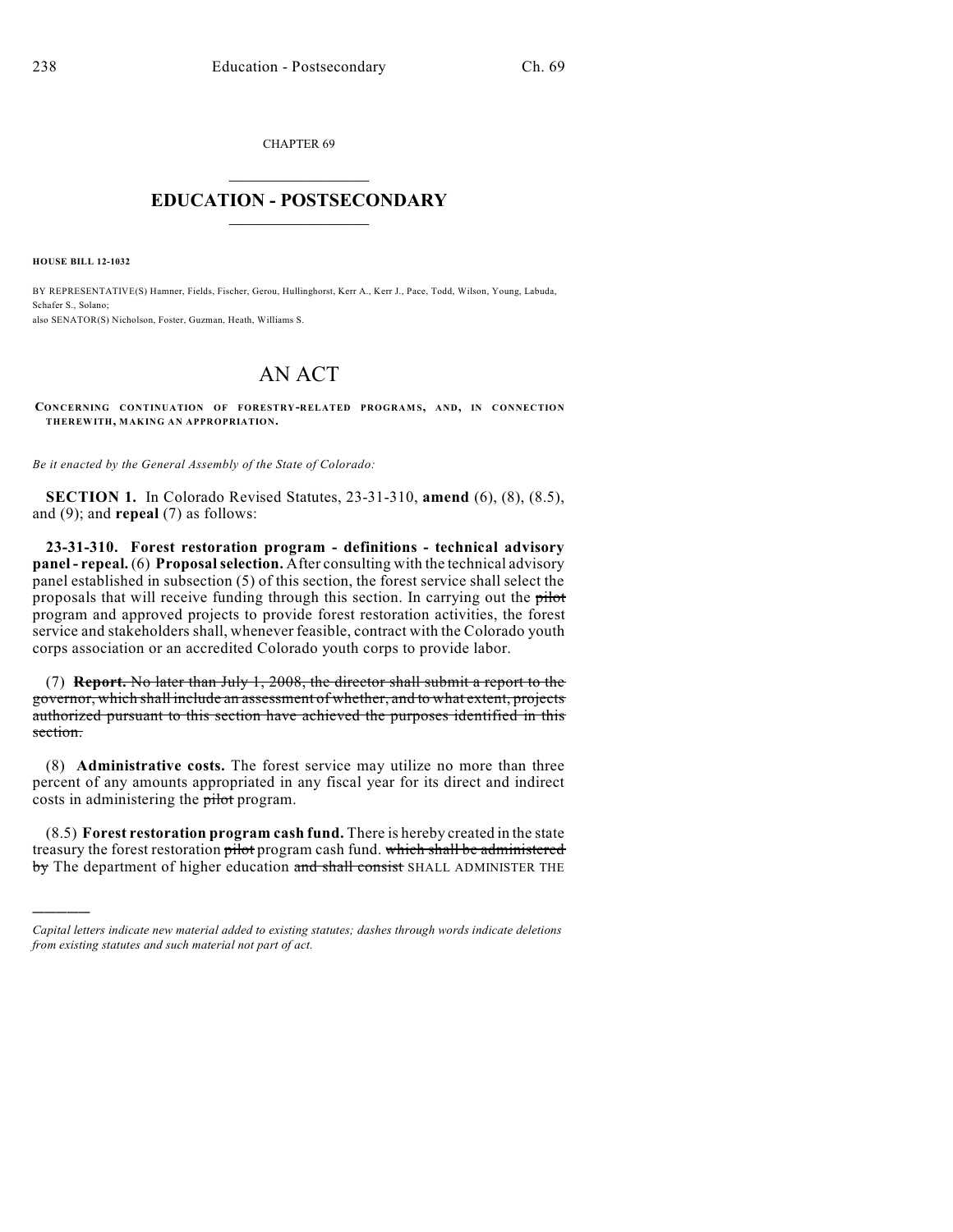CHAPTER 69

# EDUCATION - POSTSECONDARY

**HOUSE BILL 12-1032**

BY REPRESENTATIVE(S) Hamner, Fields, Fischer, Gerou, Hullinghorst, Kerr A., Kerr J., Pace, Todd, Wilson, Young, Labuda, Schafer S., Solano;
also SENATOR(S) Nicholson, Foster, Guzman, Heath, Williams S.

# AN ACT

**CONCERNING CONTINUATION OF FORESTRY-RELATED PROGRAMS, AND, IN CONNECTION THEREWITH, MAKING AN APPROPRIATION.**

*Be it enacted by the General Assembly of the State of Colorado:*

**SECTION 1.** In Colorado Revised Statutes, 23-31-310, **amend** (6), (8), (8.5), and (9); and **repeal** (7) as follows:

**23-31-310. Forest restoration program - definitions - technical advisory panel - repeal.** (6) **Proposal selection.** After consulting with the technical advisory panel established in subsection (5) of this section, the forest service shall select the proposals that will receive funding through this section. In carrying out the ~~pilot~~ program and approved projects to provide forest restoration activities, the forest service and stakeholders shall, whenever feasible, contract with the Colorado youth corps association or an accredited Colorado youth corps to provide labor.

(7) **Report.** ~~No later than July 1, 2008, the director shall submit a report to the governor, which shall include an assessment of whether, and to what extent, projects authorized pursuant to this section have achieved the purposes identified in this section.~~

(8) **Administrative costs.** The forest service may utilize no more than three percent of any amounts appropriated in any fiscal year for its direct and indirect costs in administering the ~~pilot~~ program.

(8.5) **Forest restoration program cash fund.** There is hereby created in the state treasury the forest restoration ~~pilot~~ program cash fund. ~~which shall be administered by~~ The department of higher education ~~and shall consist~~ SHALL ADMINISTER THE

*Capital letters indicate new material added to existing statutes; dashes through words indicate deletions from existing statutes and such material not part of act.*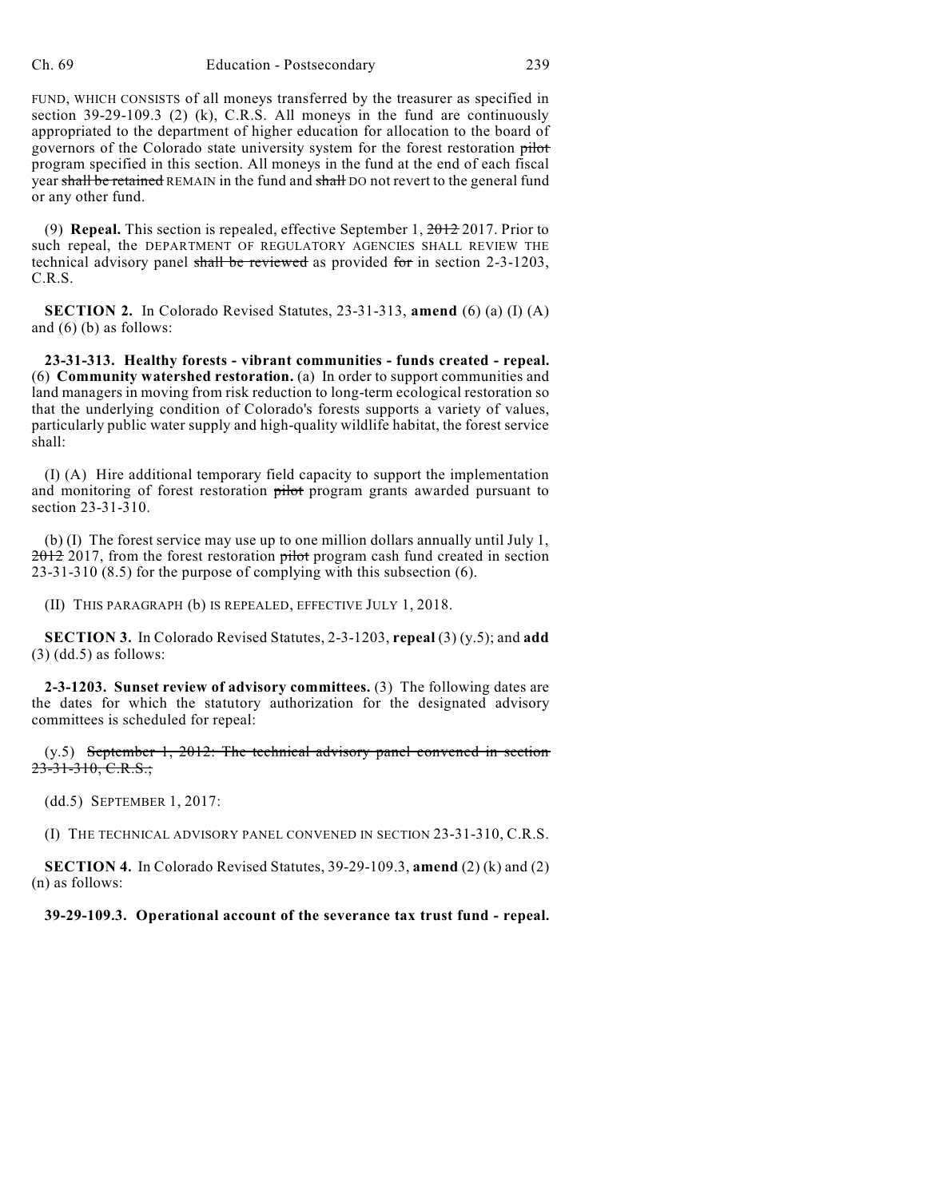FUND, WHICH CONSISTS of all moneys transferred by the treasurer as specified in section 39-29-109.3 (2) (k), C.R.S. All moneys in the fund are continuously appropriated to the department of higher education for allocation to the board of governors of the Colorado state university system for the forest restoration ~~pilot~~ program specified in this section. All moneys in the fund at the end of each fiscal year ~~shall be retained~~ REMAIN in the fund and ~~shall~~ DO not revert to the general fund or any other fund.

(9) **Repeal.** This section is repealed, effective September 1, ~~2012~~ 2017. Prior to such repeal, the DEPARTMENT OF REGULATORY AGENCIES SHALL REVIEW THE technical advisory panel ~~shall be reviewed~~ as provided ~~for~~ in section 2-3-1203, C.R.S.

**SECTION 2.** In Colorado Revised Statutes, 23-31-313, **amend** (6) (a) (I) (A) and (6) (b) as follows:

**23-31-313. Healthy forests - vibrant communities - funds created - repeal.** (6) **Community watershed restoration.** (a) In order to support communities and land managers in moving from risk reduction to long-term ecological restoration so that the underlying condition of Colorado's forests supports a variety of values, particularly public water supply and high-quality wildlife habitat, the forest service shall:

(I) (A) Hire additional temporary field capacity to support the implementation and monitoring of forest restoration ~~pilot~~ program grants awarded pursuant to section 23-31-310.

(b) (I) The forest service may use up to one million dollars annually until July 1, ~~2012~~ 2017, from the forest restoration ~~pilot~~ program cash fund created in section 23-31-310 (8.5) for the purpose of complying with this subsection (6).

(II) THIS PARAGRAPH (b) IS REPEALED, EFFECTIVE JULY 1, 2018.

**SECTION 3.** In Colorado Revised Statutes, 2-3-1203, **repeal** (3) (y.5); and **add** (3) (dd.5) as follows:

**2-3-1203. Sunset review of advisory committees.** (3) The following dates are the dates for which the statutory authorization for the designated advisory committees is scheduled for repeal:

(y.5) ~~September 1, 2012: The technical advisory panel convened in section 23-31-310, C.R.S.;~~

(dd.5) SEPTEMBER 1, 2017:

(I) THE TECHNICAL ADVISORY PANEL CONVENED IN SECTION 23-31-310, C.R.S.

**SECTION 4.** In Colorado Revised Statutes, 39-29-109.3, **amend** (2) (k) and (2) (n) as follows:

**39-29-109.3. Operational account of the severance tax trust fund - repeal.**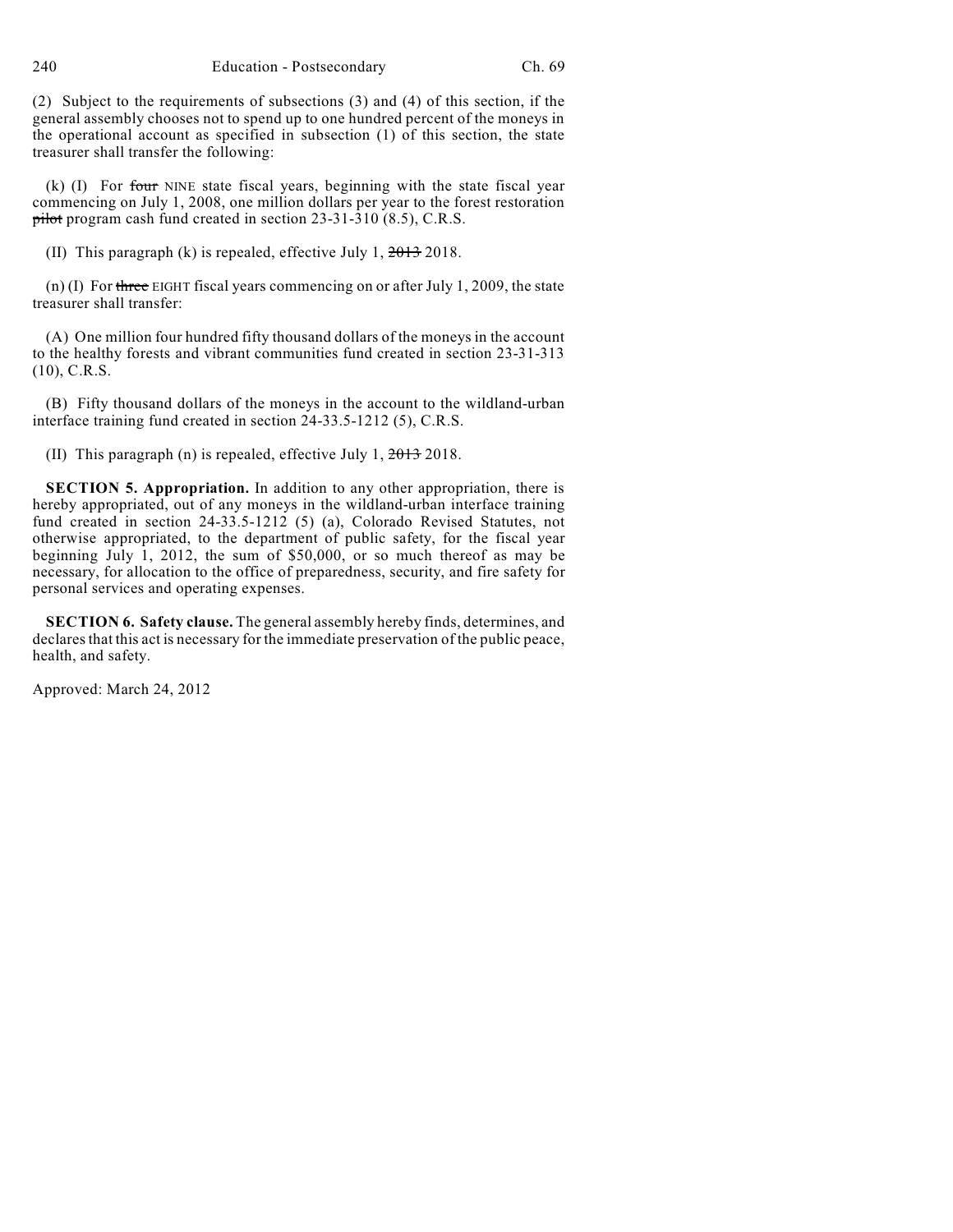(2) Subject to the requirements of subsections (3) and (4) of this section, if the general assembly chooses not to spend up to one hundred percent of the moneys in the operational account as specified in subsection (1) of this section, the state treasurer shall transfer the following:

(k) (I) For ~~four~~ NINE state fiscal years, beginning with the state fiscal year commencing on July 1, 2008, one million dollars per year to the forest restoration ~~pilot~~ program cash fund created in section 23-31-310 (8.5), C.R.S.

(II) This paragraph (k) is repealed, effective July 1, ~~2013~~ 2018.

(n) (I) For ~~three~~ EIGHT fiscal years commencing on or after July 1, 2009, the state treasurer shall transfer:

(A) One million four hundred fifty thousand dollars of the moneys in the account to the healthy forests and vibrant communities fund created in section 23-31-313 (10), C.R.S.

(B) Fifty thousand dollars of the moneys in the account to the wildland-urban interface training fund created in section 24-33.5-1212 (5), C.R.S.

(II) This paragraph (n) is repealed, effective July 1, ~~2013~~ 2018.

**SECTION 5. Appropriation.** In addition to any other appropriation, there is hereby appropriated, out of any moneys in the wildland-urban interface training fund created in section 24-33.5-1212 (5) (a), Colorado Revised Statutes, not otherwise appropriated, to the department of public safety, for the fiscal year beginning July 1, 2012, the sum of $50,000, or so much thereof as may be necessary, for allocation to the office of preparedness, security, and fire safety for personal services and operating expenses.

**SECTION 6. Safety clause.** The general assembly hereby finds, determines, and declares that this act is necessary for the immediate preservation of the public peace, health, and safety.

Approved: March 24, 2012